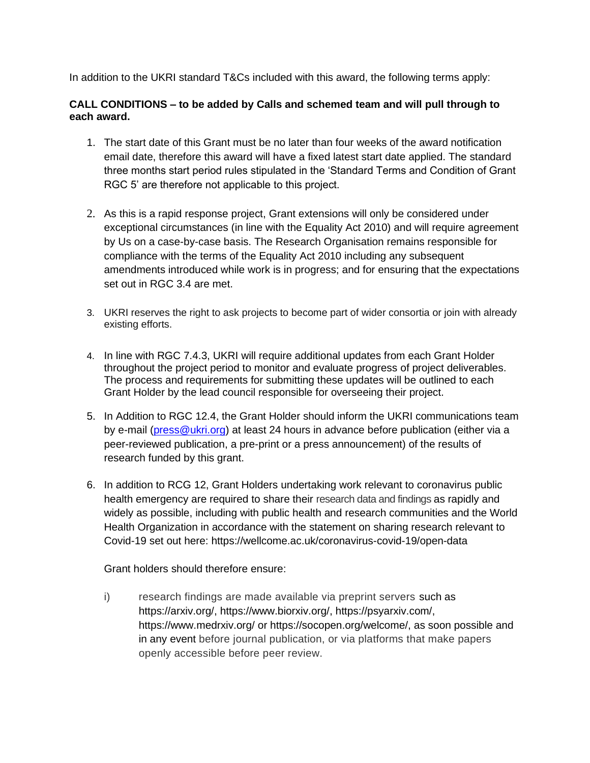In addition to the UKRI standard T&Cs included with this award, the following terms apply:

**CALL CONDITIONS – to be added by Calls and schemed team and will pull through to each award.**

1. The start date of this Grant must be no later than four weeks of the award notification email date, therefore this award will have a fixed latest start date applied. The standard three months start period rules stipulated in the 'Standard Terms and Condition of Grant RGC 5' are therefore not applicable to this project.

2. As this is a rapid response project, Grant extensions will only be considered under exceptional circumstances (in line with the Equality Act 2010) and will require agreement by Us on a case-by-case basis. The Research Organisation remains responsible for compliance with the terms of the Equality Act 2010 including any subsequent amendments introduced while work is in progress; and for ensuring that the expectations set out in RGC 3.4 are met.

3. UKRI reserves the right to ask projects to become part of wider consortia or join with already existing efforts.

4. In line with RGC 7.4.3, UKRI will require additional updates from each Grant Holder throughout the project period to monitor and evaluate progress of project deliverables. The process and requirements for submitting these updates will be outlined to each Grant Holder by the lead council responsible for overseeing their project.

5. In Addition to RGC 12.4, the Grant Holder should inform the UKRI communications team by e-mail ([press@ukri.org](mailto:press@ukri.org)) at least 24 hours in advance before publication (either via a peer-reviewed publication, a pre-print or a press announcement) of the results of research funded by this grant.

6. In addition to RCG 12, Grant Holders undertaking work relevant to coronavirus public health emergency are required to share their research data and findings as rapidly and widely as possible, including with public health and research communities and the World Health Organization in accordance with the statement on sharing research relevant to Covid-19 set out here: https://wellcome.ac.uk/coronavirus-covid-19/open-data

   Grant holders should therefore ensure:

   i) research findings are made available via preprint servers such as https://arxiv.org/, https://www.biorxiv.org/, https://psyarxiv.com/, https://www.medrxiv.org/ or https://socopen.org/welcome/, as soon possible and in any event before journal publication, or via platforms that make papers openly accessible before peer review.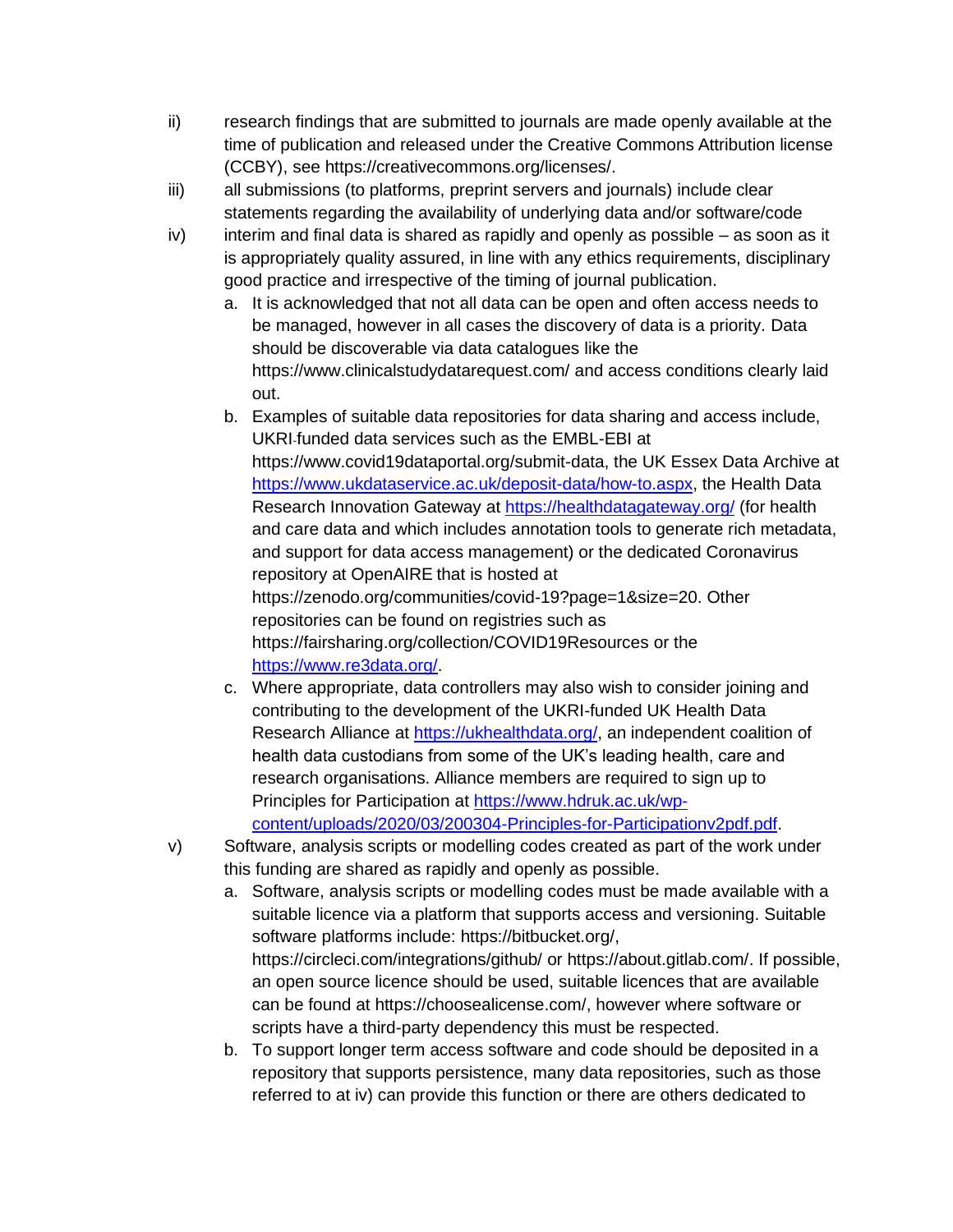ii) research findings that are submitted to journals are made openly available at the time of publication and released under the Creative Commons Attribution license (CCBY), see https://creativecommons.org/licenses/.

iii) all submissions (to platforms, preprint servers and journals) include clear statements regarding the availability of underlying data and/or software/code

iv) interim and final data is shared as rapidly and openly as possible – as soon as it is appropriately quality assured, in line with any ethics requirements, disciplinary good practice and irrespective of the timing of journal publication.

   a. It is acknowledged that not all data can be open and often access needs to be managed, however in all cases the discovery of data is a priority. Data should be discoverable via data catalogues like the https://www.clinicalstudydatarequest.com/ and access conditions clearly laid out.

   b. Examples of suitable data repositories for data sharing and access include, UKRI-funded data services such as the EMBL-EBI at https://www.covid19dataportal.org/submit-data, the UK Essex Data Archive at https://www.ukdataservice.ac.uk/deposit-data/how-to.aspx, the Health Data Research Innovation Gateway at https://healthdatagateway.org/ (for health and care data and which includes annotation tools to generate rich metadata, and support for data access management) or the dedicated Coronavirus repository at OpenAIRE that is hosted at https://zenodo.org/communities/covid-19?page=1&size=20. Other repositories can be found on registries such as https://fairsharing.org/collection/COVID19Resources or the https://www.re3data.org/.

   c. Where appropriate, data controllers may also wish to consider joining and contributing to the development of the UKRI-funded UK Health Data Research Alliance at https://ukhealthdata.org/, an independent coalition of health data custodians from some of the UK's leading health, care and research organisations. Alliance members are required to sign up to Principles for Participation at https://www.hdruk.ac.uk/wp-content/uploads/2020/03/200304-Principles-for-Participationv2pdf.pdf.

v) Software, analysis scripts or modelling codes created as part of the work under this funding are shared as rapidly and openly as possible.

   a. Software, analysis scripts or modelling codes must be made available with a suitable licence via a platform that supports access and versioning. Suitable software platforms include: https://bitbucket.org/, https://circleci.com/integrations/github/ or https://about.gitlab.com/. If possible, an open source licence should be used, suitable licences that are available can be found at https://choosealicense.com/, however where software or scripts have a third-party dependency this must be respected.

   b. To support longer term access software and code should be deposited in a repository that supports persistence, many data repositories, such as those referred to at iv) can provide this function or there are others dedicated to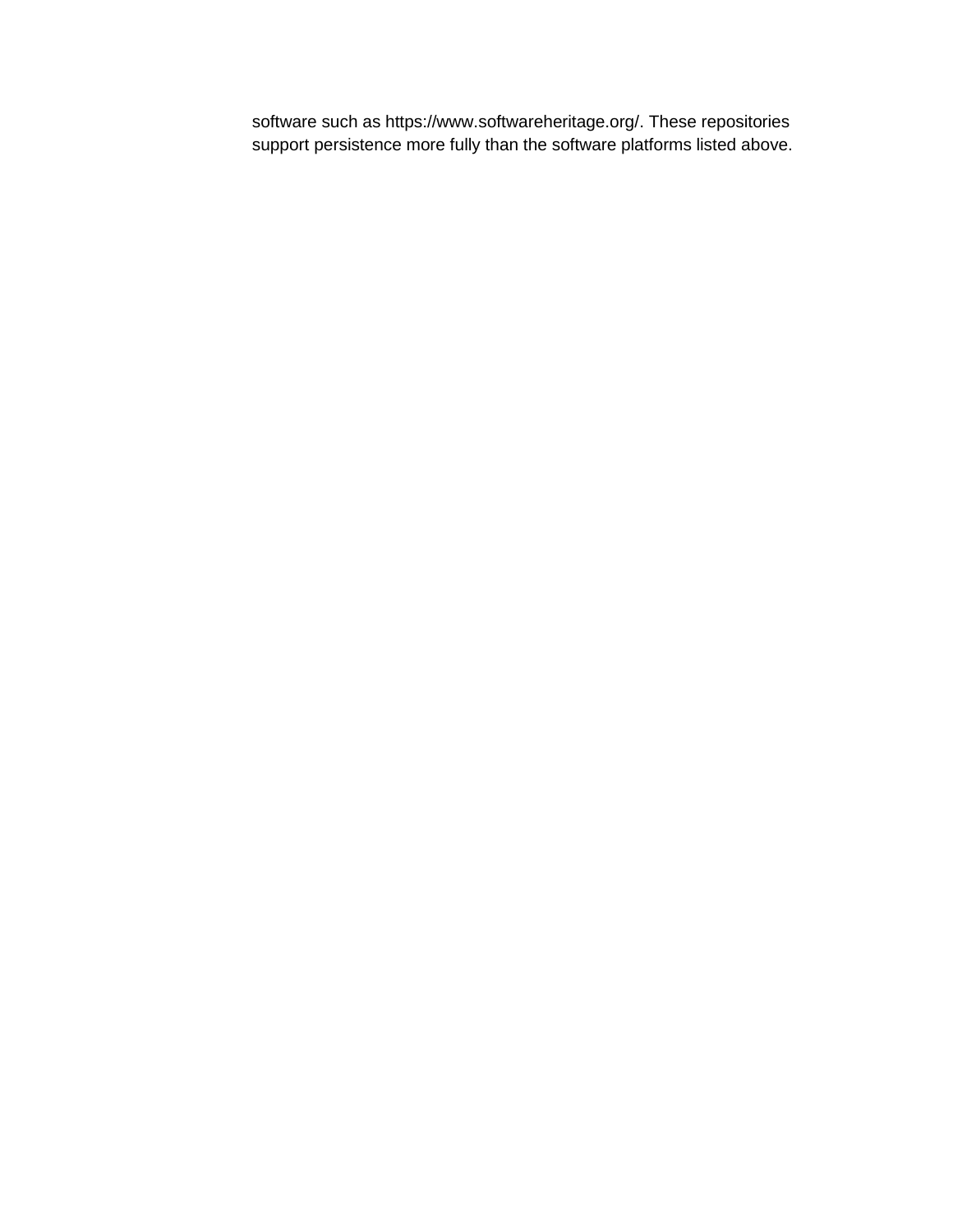software such as https://www.softwareheritage.org/. These repositories support persistence more fully than the software platforms listed above.